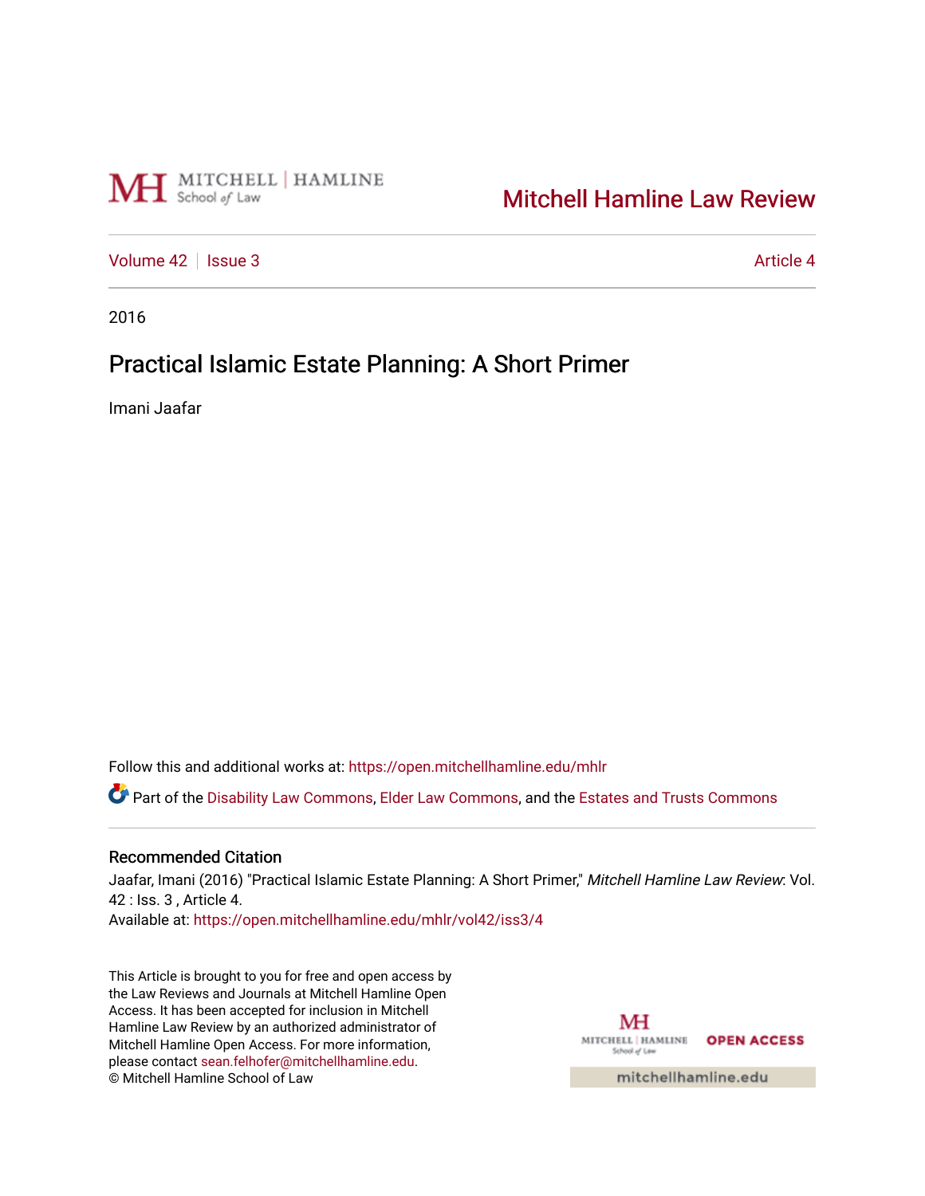Mitchell Hamline Law Review

Volume 42 | Issue 3 — Article 4

2016

# Practical Islamic Estate Planning: A Short Primer

Imani Jaafar

Follow this and additional works at: https://open.mitchellhamline.edu/mhlr

Part of the Disability Law Commons, Elder Law Commons, and the Estates and Trusts Commons

## Recommended Citation

Jaafar, Imani (2016) "Practical Islamic Estate Planning: A Short Primer," *Mitchell Hamline Law Review*: Vol. 42 : Iss. 3 , Article 4.
Available at: https://open.mitchellhamline.edu/mhlr/vol42/iss3/4

This Article is brought to you for free and open access by the Law Reviews and Journals at Mitchell Hamline Open Access. It has been accepted for inclusion in Mitchell Hamline Law Review by an authorized administrator of Mitchell Hamline Open Access. For more information, please contact sean.felhofer@mitchellhamline.edu.
© Mitchell Hamline School of Law

OPEN ACCESS

mitchellhamline.edu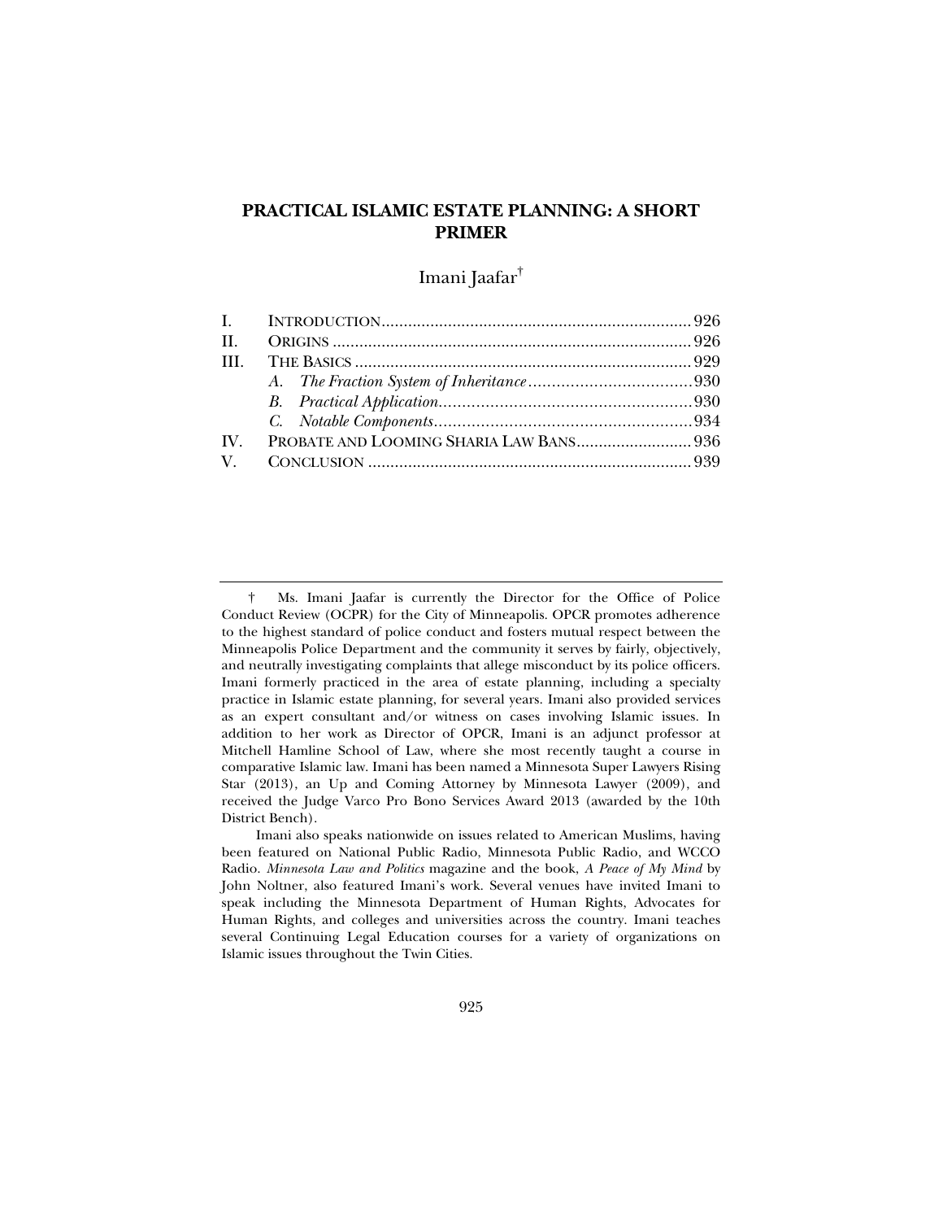# PRACTICAL ISLAMIC ESTATE PLANNING: A SHORT PRIMER

Imani Jaafar†

| | | |
|---|---|---|
| I. | INTRODUCTION | 926 |
| II. | ORIGINS | 926 |
| III. | THE BASICS | 929 |
| | *A. The Fraction System of Inheritance* | 930 |
| | *B. Practical Application* | 930 |
| | *C. Notable Components* | 934 |
| IV. | PROBATE AND LOOMING SHARIA LAW BANS | 936 |
| V. | CONCLUSION | 939 |

† Ms. Imani Jaafar is currently the Director for the Office of Police Conduct Review (OCPR) for the City of Minneapolis. OPCR promotes adherence to the highest standard of police conduct and fosters mutual respect between the Minneapolis Police Department and the community it serves by fairly, objectively, and neutrally investigating complaints that allege misconduct by its police officers. Imani formerly practiced in the area of estate planning, including a specialty practice in Islamic estate planning, for several years. Imani also provided services as an expert consultant and/or witness on cases involving Islamic issues. In addition to her work as Director of OPCR, Imani is an adjunct professor at Mitchell Hamline School of Law, where she most recently taught a course in comparative Islamic law. Imani has been named a Minnesota Super Lawyers Rising Star (2013), an Up and Coming Attorney by Minnesota Lawyer (2009), and received the Judge Varco Pro Bono Services Award 2013 (awarded by the 10th District Bench).

Imani also speaks nationwide on issues related to American Muslims, having been featured on National Public Radio, Minnesota Public Radio, and WCCO Radio. *Minnesota Law and Politics* magazine and the book, *A Peace of My Mind* by John Noltner, also featured Imani's work. Several venues have invited Imani to speak including the Minnesota Department of Human Rights, Advocates for Human Rights, and colleges and universities across the country. Imani teaches several Continuing Legal Education courses for a variety of organizations on Islamic issues throughout the Twin Cities.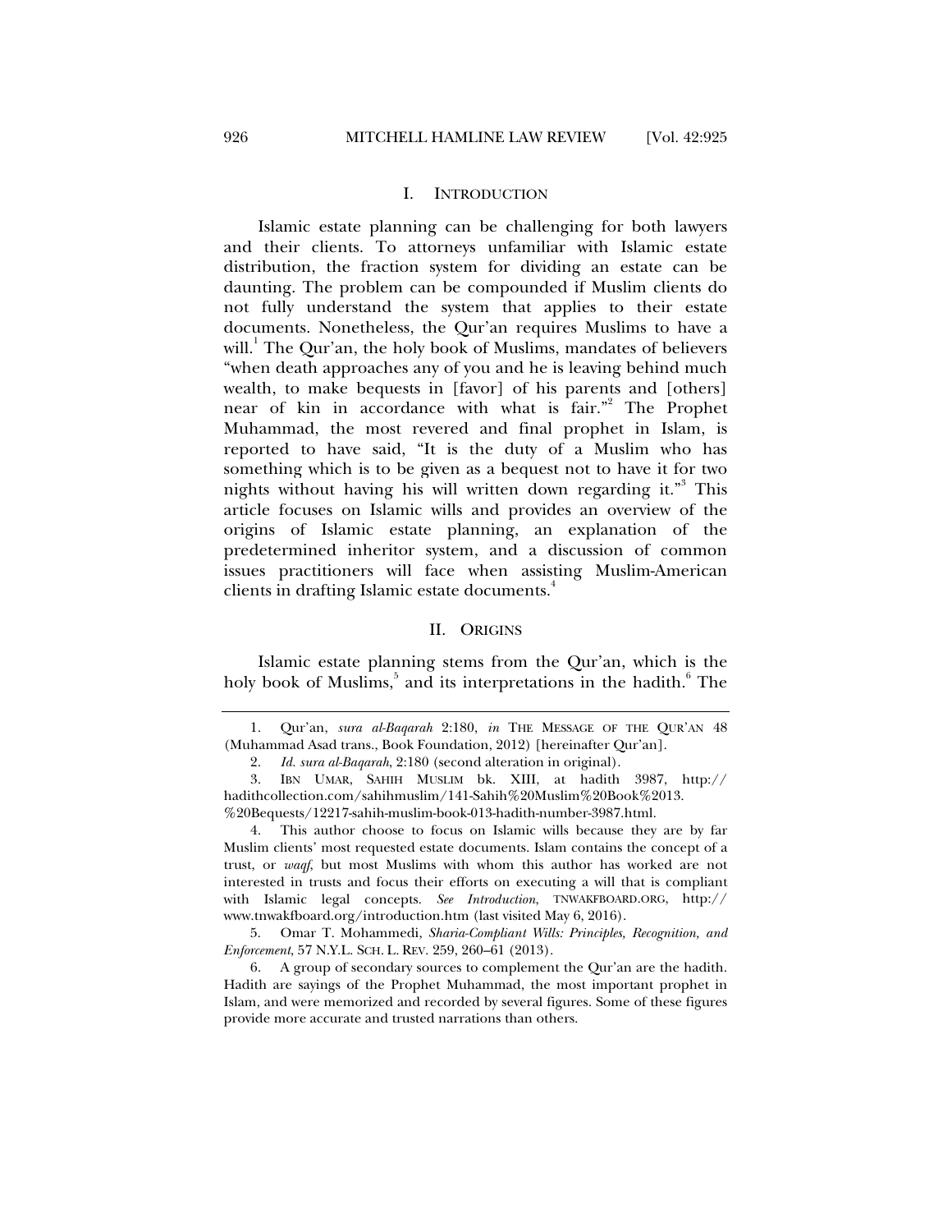## I. INTRODUCTION

Islamic estate planning can be challenging for both lawyers and their clients. To attorneys unfamiliar with Islamic estate distribution, the fraction system for dividing an estate can be daunting. The problem can be compounded if Muslim clients do not fully understand the system that applies to their estate documents. Nonetheless, the Qur'an requires Muslims to have a will.[1] The Qur'an, the holy book of Muslims, mandates of believers "when death approaches any of you and he is leaving behind much wealth, to make bequests in [favor] of his parents and [others] near of kin in accordance with what is fair."[2] The Prophet Muhammad, the most revered and final prophet in Islam, is reported to have said, "It is the duty of a Muslim who has something which is to be given as a bequest not to have it for two nights without having his will written down regarding it."[3] This article focuses on Islamic wills and provides an overview of the origins of Islamic estate planning, an explanation of the predetermined inheritor system, and a discussion of common issues practitioners will face when assisting Muslim-American clients in drafting Islamic estate documents.[4]

## II. ORIGINS

Islamic estate planning stems from the Qur'an, which is the holy book of Muslims,[5] and its interpretations in the hadith.[6] The

---

1. Qur'an, *sura al-Baqarah* 2:180, *in* THE MESSAGE OF THE QUR'AN 48 (Muhammad Asad trans., Book Foundation, 2012) [hereinafter Qur'an].

2. *Id. sura al-Baqarah*, 2:180 (second alteration in original).

3. IBN UMAR, SAHIH MUSLIM bk. XIII, at hadith 3987, http://hadithcollection.com/sahihmuslim/141-Sahih%20Muslim%20Book%2013.%20Bequests/12217-sahih-muslim-book-013-hadith-number-3987.html.

4. This author choose to focus on Islamic wills because they are by far Muslim clients' most requested estate documents. Islam contains the concept of a trust, or *waqf*, but most Muslims with whom this author has worked are not interested in trusts and focus their efforts on executing a will that is compliant with Islamic legal concepts. *See Introduction*, TNWAKFBOARD.ORG, http://www.tnwakfboard.org/introduction.htm (last visited May 6, 2016).

5. Omar T. Mohammedi, *Sharia-Compliant Wills: Principles, Recognition, and Enforcement*, 57 N.Y.L. SCH. L. REV. 259, 260–61 (2013).

6. A group of secondary sources to complement the Qur'an are the hadith. Hadith are sayings of the Prophet Muhammad, the most important prophet in Islam, and were memorized and recorded by several figures. Some of these figures provide more accurate and trusted narrations than others.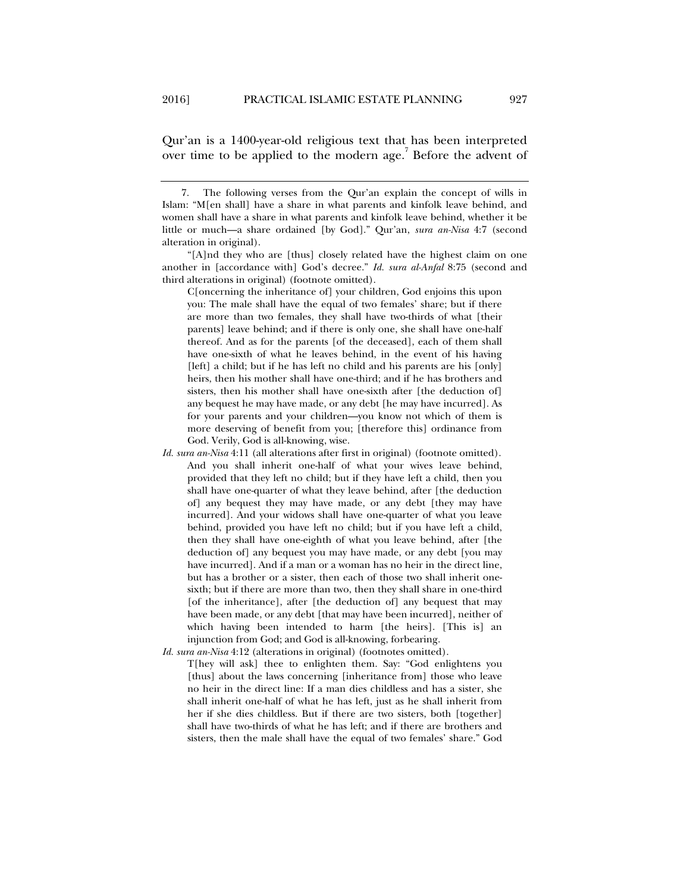Qur'an is a 1400-year-old religious text that has been interpreted over time to be applied to the modern age.[7] Before the advent of

---

7. The following verses from the Qur'an explain the concept of wills in Islam: "M[en shall] have a share in what parents and kinfolk leave behind, and women shall have a share in what parents and kinfolk leave behind, whether it be little or much—a share ordained [by God]." Qur'an, *sura an-Nisa* 4:7 (second alteration in original).

"[A]nd they who are [thus] closely related have the highest claim on one another in [accordance with] God's decree." *Id. sura al-Anfal* 8:75 (second and third alterations in original) (footnote omitted).

> C[oncerning the inheritance of] your children, God enjoins this upon you: The male shall have the equal of two females' share; but if there are more than two females, they shall have two-thirds of what [their parents] leave behind; and if there is only one, she shall have one-half thereof. And as for the parents [of the deceased], each of them shall have one-sixth of what he leaves behind, in the event of his having [left] a child; but if he has left no child and his parents are his [only] heirs, then his mother shall have one-third; and if he has brothers and sisters, then his mother shall have one-sixth after [the deduction of] any bequest he may have made, or any debt [he may have incurred]. As for your parents and your children—you know not which of them is more deserving of benefit from you; [therefore this] ordinance from God. Verily, God is all-knowing, wise.

*Id. sura an-Nisa* 4:11 (all alterations after first in original) (footnote omitted).

> And you shall inherit one-half of what your wives leave behind, provided that they left no child; but if they have left a child, then you shall have one-quarter of what they leave behind, after [the deduction of] any bequest they may have made, or any debt [they may have incurred]. And your widows shall have one-quarter of what you leave behind, provided you have left no child; but if you have left a child, then they shall have one-eighth of what you leave behind, after [the deduction of] any bequest you may have made, or any debt [you may have incurred]. And if a man or a woman has no heir in the direct line, but has a brother or a sister, then each of those two shall inherit one-sixth; but if there are more than two, then they shall share in one-third [of the inheritance], after [the deduction of] any bequest that may have been made, or any debt [that may have been incurred], neither of which having been intended to harm [the heirs]. [This is] an injunction from God; and God is all-knowing, forbearing.

*Id. sura an-Nisa* 4:12 (alterations in original) (footnotes omitted).

> T[hey will ask] thee to enlighten them. Say: "God enlightens you [thus] about the laws concerning [inheritance from] those who leave no heir in the direct line: If a man dies childless and has a sister, she shall inherit one-half of what he has left, just as he shall inherit from her if she dies childless. But if there are two sisters, both [together] shall have two-thirds of what he has left; and if there are brothers and sisters, then the male shall have the equal of two females' share." God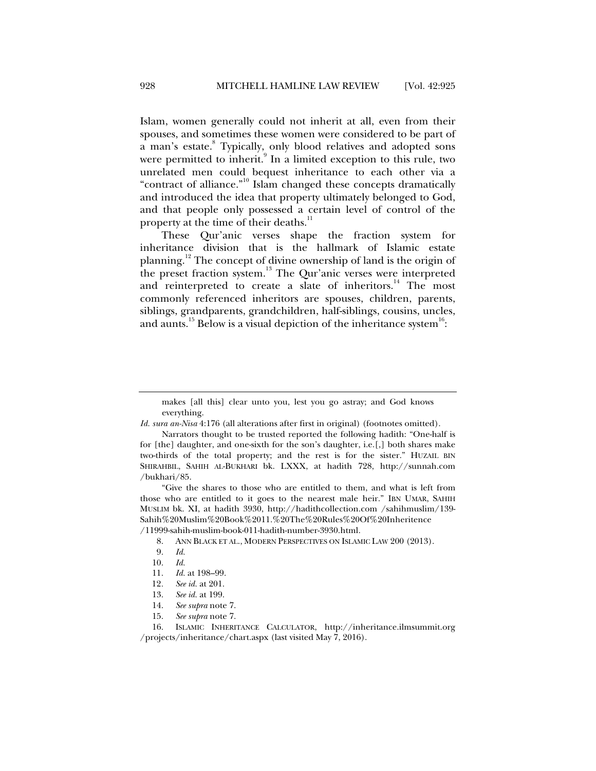Islam, women generally could not inherit at all, even from their spouses, and sometimes these women were considered to be part of a man's estate.[8] Typically, only blood relatives and adopted sons were permitted to inherit.[9] In a limited exception to this rule, two unrelated men could bequest inheritance to each other via a "contract of alliance."[10] Islam changed these concepts dramatically and introduced the idea that property ultimately belonged to God, and that people only possessed a certain level of control of the property at the time of their deaths.[11]

These Qur'anic verses shape the fraction system for inheritance division that is the hallmark of Islamic estate planning.[12] The concept of divine ownership of land is the origin of the preset fraction system.[13] The Qur'anic verses were interpreted and reinterpreted to create a slate of inheritors.[14] The most commonly referenced inheritors are spouses, children, parents, siblings, grandparents, grandchildren, half-siblings, cousins, uncles, and aunts.[15] Below is a visual depiction of the inheritance system[16]:

---

> makes [all this] clear unto you, lest you go astray; and God knows everything.

*Id. sura an-Nisa* 4:176 (all alterations after first in original) (footnotes omitted).

Narrators thought to be trusted reported the following hadith: "One-half is for [the] daughter, and one-sixth for the son's daughter, i.e.[,] both shares make two-thirds of the total property; and the rest is for the sister." HUZAIL BIN SHIRAHBIL, SAHIH AL-BUKHARI bk. LXXX, at hadith 728, http://sunnah.com /bukhari/85.

"Give the shares to those who are entitled to them, and what is left from those who are entitled to it goes to the nearest male heir." IBN UMAR, SAHIH MUSLIM bk. XI, at hadith 3930, http://hadithcollection.com /sahihmuslim/139-Sahih%20Muslim%20Book%2011.%20The%20Rules%20Of%20Inheritence /11999-sahih-muslim-book-011-hadith-number-3930.html.

8. ANN BLACK ET AL., MODERN PERSPECTIVES ON ISLAMIC LAW 200 (2013).

9. *Id.*

10. *Id.*

11. *Id.* at 198–99.

12. *See id.* at 201.

13. *See id.* at 199.

14. *See supra* note 7.

15. *See supra* note 7.

16. ISLAMIC INHERITANCE CALCULATOR, http://inheritance.ilmsummit.org /projects/inheritance/chart.aspx (last visited May 7, 2016).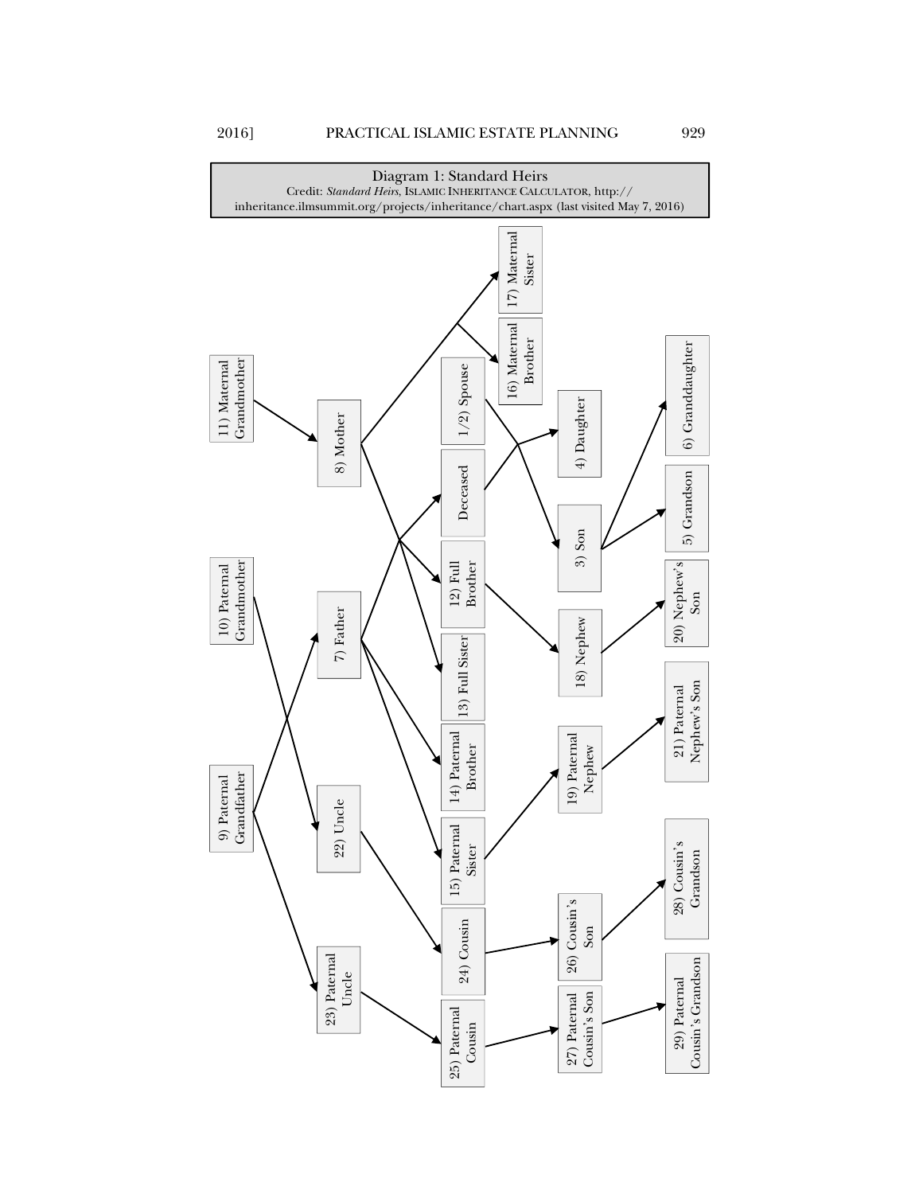**Diagram 1: Standard Heirs**

Credit: *Standard Heirs*, ISLAMIC INHERITANCE CALCULATOR, http://inheritance.ilmsummit.org/projects/inheritance/chart.aspx (last visited May 7, 2016)

- 11) Maternal Grandmother → 8) Mother
- 10) Paternal Grandmother → 22) Uncle
- 9) Paternal Grandfather → 7) Father; 22) Uncle; 23) Paternal Uncle
- 8) Mother → 16) Maternal Brother; 17) Maternal Sister; 12) Full Brother; 13) Full Sister
- 7) Father → Deceased; 12) Full Brother; 13) Full Sister; 14) Paternal Brother; 15) Paternal Sister
- Deceased and 1/2) Spouse → 3) Son; 4) Daughter
- 3) Son → 5) Grandson; 6) Granddaughter
- 12) Full Brother → 18) Nephew
- 18) Nephew → 20) Nephew's Son
- 15) Paternal Sister → 19) Paternal Nephew
- 19) Paternal Nephew → 21) Paternal Nephew's Son
- 22) Uncle → 24) Cousin
- 24) Cousin → 26) Cousin's Son
- 26) Cousin's Son → 28) Cousin's Grandson
- 23) Paternal Uncle → 25) Paternal Cousin
- 25) Paternal Cousin → 27) Paternal Cousin's Son
- 27) Paternal Cousin's Son → 29) Paternal Cousin's Grandson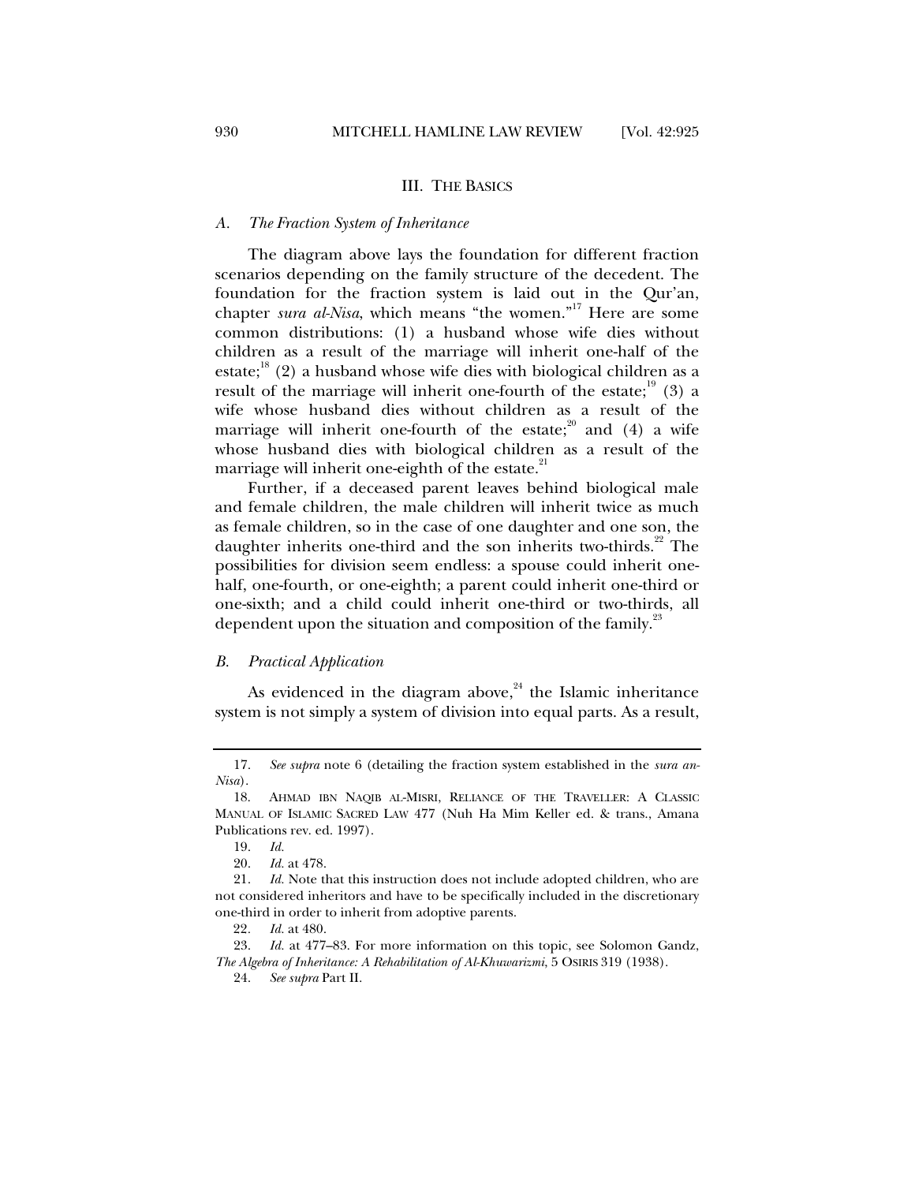## III. THE BASICS

### *A. The Fraction System of Inheritance*

The diagram above lays the foundation for different fraction scenarios depending on the family structure of the decedent. The foundation for the fraction system is laid out in the Qur'an, chapter *sura al-Nisa*, which means "the women."[17] Here are some common distributions: (1) a husband whose wife dies without children as a result of the marriage will inherit one-half of the estate;[18] (2) a husband whose wife dies with biological children as a result of the marriage will inherit one-fourth of the estate;[19] (3) a wife whose husband dies without children as a result of the marriage will inherit one-fourth of the estate;[20] and (4) a wife whose husband dies with biological children as a result of the marriage will inherit one-eighth of the estate.[21]

Further, if a deceased parent leaves behind biological male and female children, the male children will inherit twice as much as female children, so in the case of one daughter and one son, the daughter inherits one-third and the son inherits two-thirds.[22] The possibilities for division seem endless: a spouse could inherit one-half, one-fourth, or one-eighth; a parent could inherit one-third or one-sixth; and a child could inherit one-third or two-thirds, all dependent upon the situation and composition of the family.[23]

### *B. Practical Application*

As evidenced in the diagram above,[24] the Islamic inheritance system is not simply a system of division into equal parts. As a result,

---

17. *See supra* note 6 (detailing the fraction system established in the *sura an-Nisa*).

18. AHMAD IBN NAQIB AL-MISRI, RELIANCE OF THE TRAVELLER: A CLASSIC MANUAL OF ISLAMIC SACRED LAW 477 (Nuh Ha Mim Keller ed. & trans., Amana Publications rev. ed. 1997).

19. *Id.*

20. *Id.* at 478.

21. *Id.* Note that this instruction does not include adopted children, who are not considered inheritors and have to be specifically included in the discretionary one-third in order to inherit from adoptive parents.

22. *Id.* at 480.

23. *Id.* at 477–83. For more information on this topic, see Solomon Gandz, *The Algebra of Inheritance: A Rehabilitation of Al-Khuwarizmi*, 5 OSIRIS 319 (1938).

24. *See supra* Part II.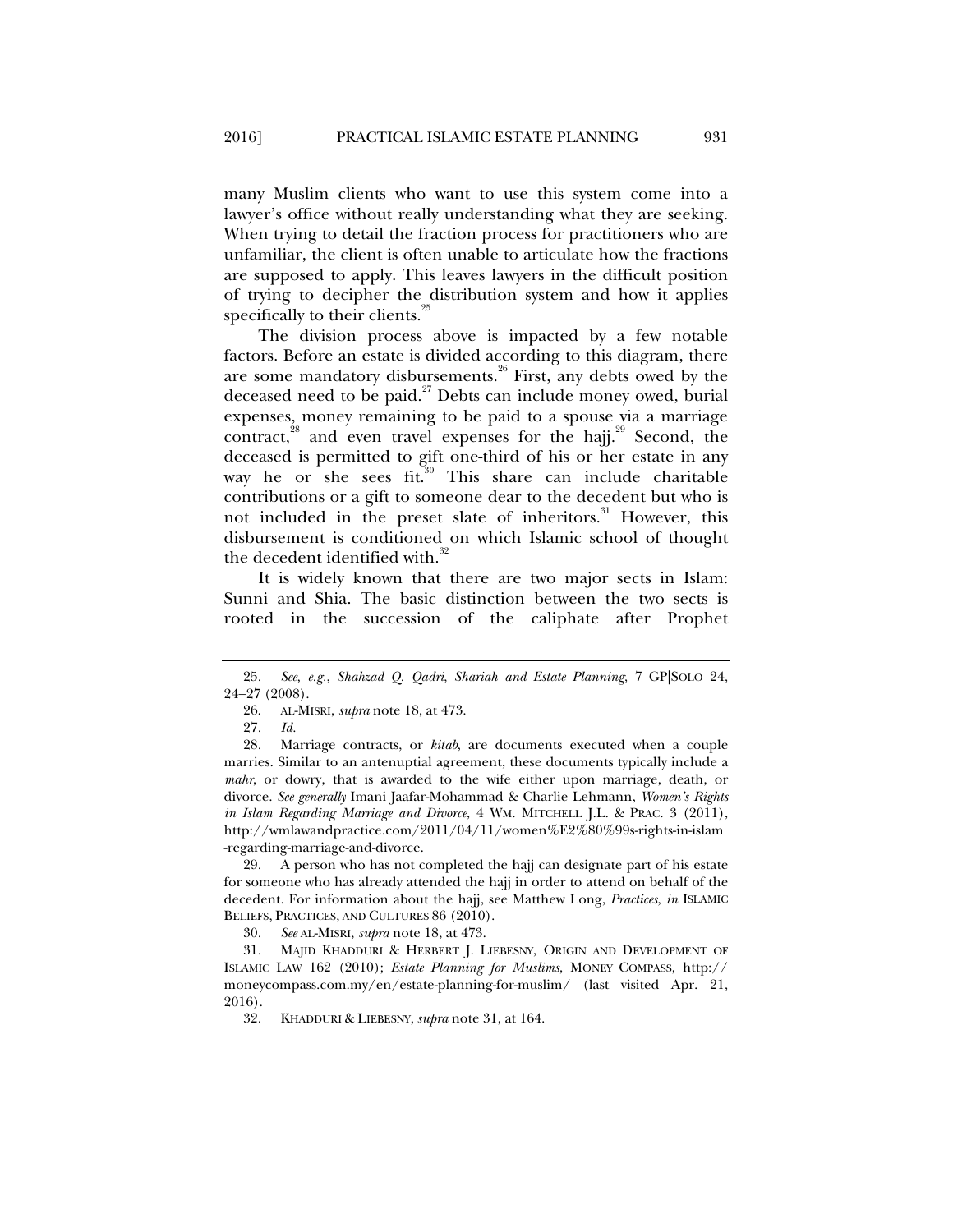many Muslim clients who want to use this system come into a lawyer's office without really understanding what they are seeking. When trying to detail the fraction process for practitioners who are unfamiliar, the client is often unable to articulate how the fractions are supposed to apply. This leaves lawyers in the difficult position of trying to decipher the distribution system and how it applies specifically to their clients.[25]

The division process above is impacted by a few notable factors. Before an estate is divided according to this diagram, there are some mandatory disbursements.[26] First, any debts owed by the deceased need to be paid.[27] Debts can include money owed, burial expenses, money remaining to be paid to a spouse via a marriage contract,[28] and even travel expenses for the hajj.[29] Second, the deceased is permitted to gift one-third of his or her estate in any way he or she sees fit.[30] This share can include charitable contributions or a gift to someone dear to the decedent but who is not included in the preset slate of inheritors.[31] However, this disbursement is conditioned on which Islamic school of thought the decedent identified with.[32]

It is widely known that there are two major sects in Islam: Sunni and Shia. The basic distinction between the two sects is rooted in the succession of the caliphate after Prophet

---

25. *See, e.g.*, *Shahzad Q. Qadri*, *Shariah and Estate Planning*, 7 GP|SOLO 24, 24–27 (2008).

26. AL-MISRI, *supra* note 18, at 473.

27. *Id.*

28. Marriage contracts, or *kitab*, are documents executed when a couple marries. Similar to an antenuptial agreement, these documents typically include a *mahr*, or dowry, that is awarded to the wife either upon marriage, death, or divorce. *See generally* Imani Jaafar-Mohammad & Charlie Lehmann, *Women's Rights in Islam Regarding Marriage and Divorce*, 4 WM. MITCHELL J.L. & PRAC. 3 (2011), http://wmlawandpractice.com/2011/04/11/women%E2%80%99s-rights-in-islam-regarding-marriage-and-divorce.

29. A person who has not completed the hajj can designate part of his estate for someone who has already attended the hajj in order to attend on behalf of the decedent. For information about the hajj, see Matthew Long, *Practices*, *in* ISLAMIC BELIEFS, PRACTICES, AND CULTURES 86 (2010).

30. *See* AL-MISRI, *supra* note 18, at 473.

31. MAJID KHADDURI & HERBERT J. LIEBESNY, ORIGIN AND DEVELOPMENT OF ISLAMIC LAW 162 (2010); *Estate Planning for Muslims*, MONEY COMPASS, http://moneycompass.com.my/en/estate-planning-for-muslim/ (last visited Apr. 21, 2016).

32. KHADDURI & LIEBESNY, *supra* note 31, at 164.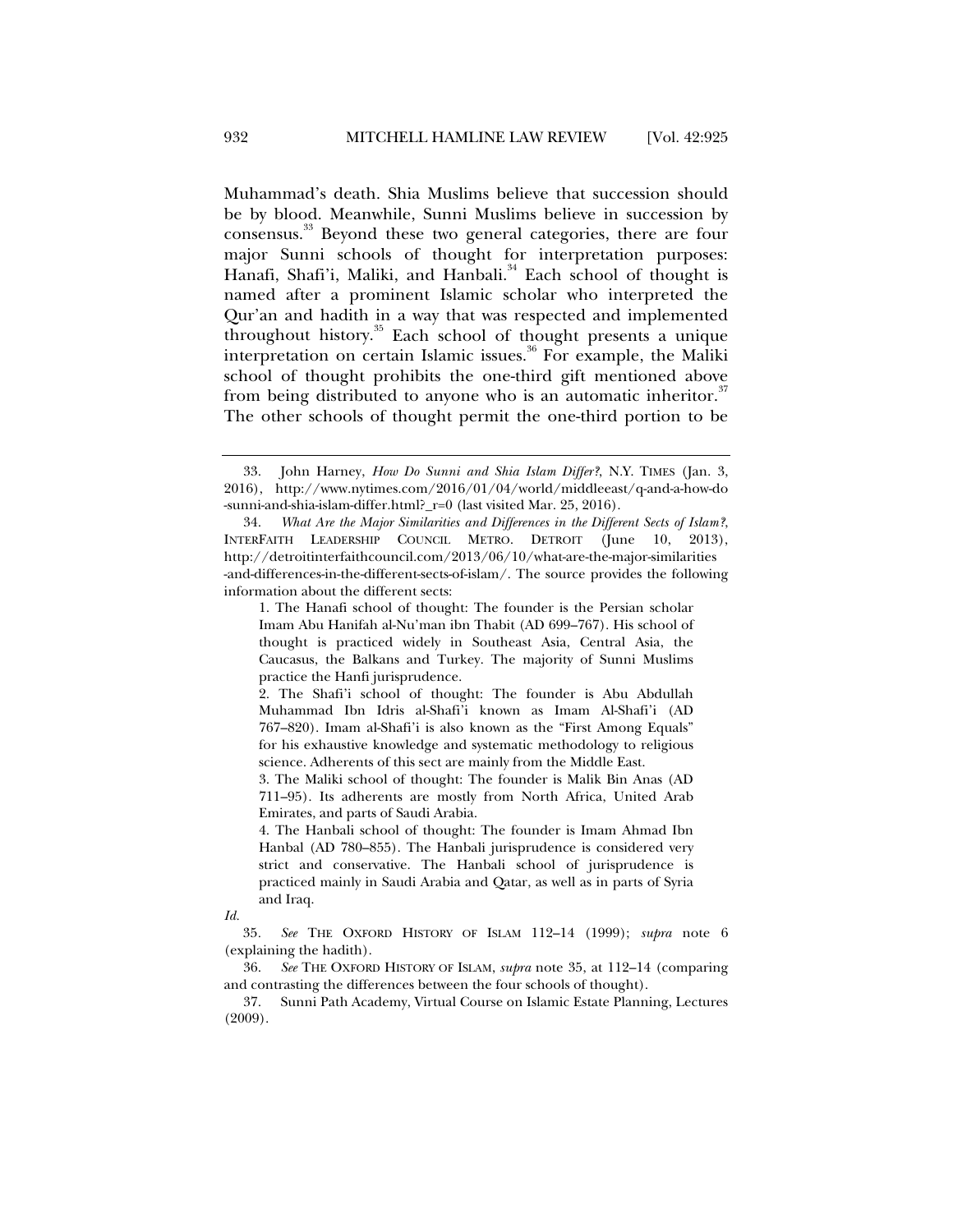Muhammad's death. Shia Muslims believe that succession should be by blood. Meanwhile, Sunni Muslims believe in succession by consensus.[33] Beyond these two general categories, there are four major Sunni schools of thought for interpretation purposes: Hanafi, Shafi'i, Maliki, and Hanbali.[34] Each school of thought is named after a prominent Islamic scholar who interpreted the Qur'an and hadith in a way that was respected and implemented throughout history.[35] Each school of thought presents a unique interpretation on certain Islamic issues.[36] For example, the Maliki school of thought prohibits the one-third gift mentioned above from being distributed to anyone who is an automatic inheritor.[37] The other schools of thought permit the one-third portion to be

---

33. John Harney, *How Do Sunni and Shia Islam Differ?*, N.Y. TIMES (Jan. 3, 2016), http://www.nytimes.com/2016/01/04/world/middleeast/q-and-a-how-do-sunni-and-shia-islam-differ.html?_r=0 (last visited Mar. 25, 2016).

34. *What Are the Major Similarities and Differences in the Different Sects of Islam?*, INTERFAITH LEADERSHIP COUNCIL METRO. DETROIT (June 10, 2013), http://detroitinterfaithcouncil.com/2013/06/10/what-are-the-major-similarities-and-differences-in-the-different-sects-of-islam/. The source provides the following information about the different sects:

> 1. The Hanafi school of thought: The founder is the Persian scholar Imam Abu Hanifah al-Nu'man ibn Thabit (AD 699–767). His school of thought is practiced widely in Southeast Asia, Central Asia, the Caucasus, the Balkans and Turkey. The majority of Sunni Muslims practice the Hanfi jurisprudence.
>
> 2. The Shafi'i school of thought: The founder is Abu Abdullah Muhammad Ibn Idris al-Shafi'i known as Imam Al-Shafi'i (AD 767–820). Imam al-Shafi'i is also known as the "First Among Equals" for his exhaustive knowledge and systematic methodology to religious science. Adherents of this sect are mainly from the Middle East.
>
> 3. The Maliki school of thought: The founder is Malik Bin Anas (AD 711–95). Its adherents are mostly from North Africa, United Arab Emirates, and parts of Saudi Arabia.
>
> 4. The Hanbali school of thought: The founder is Imam Ahmad Ibn Hanbal (AD 780–855). The Hanbali jurisprudence is considered very strict and conservative. The Hanbali school of jurisprudence is practiced mainly in Saudi Arabia and Qatar, as well as in parts of Syria and Iraq.

*Id.*

35. *See* THE OXFORD HISTORY OF ISLAM 112–14 (1999); *supra* note 6 (explaining the hadith).

36. *See* THE OXFORD HISTORY OF ISLAM, *supra* note 35, at 112–14 (comparing and contrasting the differences between the four schools of thought).

37. Sunni Path Academy, Virtual Course on Islamic Estate Planning, Lectures (2009).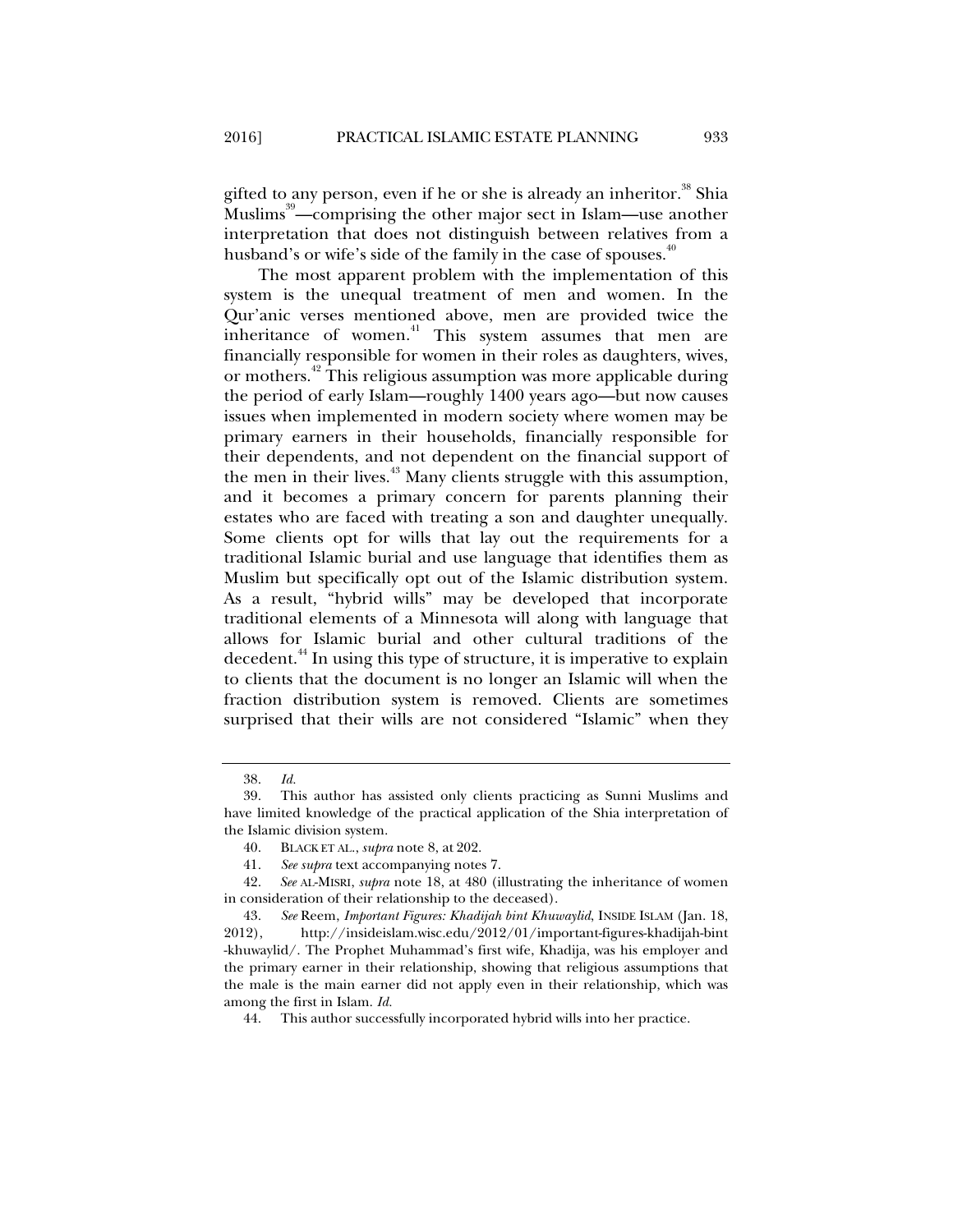gifted to any person, even if he or she is already an inheritor.[38] Shia Muslims[39]—comprising the other major sect in Islam—use another interpretation that does not distinguish between relatives from a husband's or wife's side of the family in the case of spouses.[40]

The most apparent problem with the implementation of this system is the unequal treatment of men and women. In the Qur'anic verses mentioned above, men are provided twice the inheritance of women.[41] This system assumes that men are financially responsible for women in their roles as daughters, wives, or mothers.[42] This religious assumption was more applicable during the period of early Islam—roughly 1400 years ago—but now causes issues when implemented in modern society where women may be primary earners in their households, financially responsible for their dependents, and not dependent on the financial support of the men in their lives.[43] Many clients struggle with this assumption, and it becomes a primary concern for parents planning their estates who are faced with treating a son and daughter unequally. Some clients opt for wills that lay out the requirements for a traditional Islamic burial and use language that identifies them as Muslim but specifically opt out of the Islamic distribution system. As a result, "hybrid wills" may be developed that incorporate traditional elements of a Minnesota will along with language that allows for Islamic burial and other cultural traditions of the decedent.[44] In using this type of structure, it is imperative to explain to clients that the document is no longer an Islamic will when the fraction distribution system is removed. Clients are sometimes surprised that their wills are not considered "Islamic" when they

---

38. *Id.*

39. This author has assisted only clients practicing as Sunni Muslims and have limited knowledge of the practical application of the Shia interpretation of the Islamic division system.

40. BLACK ET AL., *supra* note 8, at 202.

41. *See supra* text accompanying notes 7.

42. *See* AL-MISRI, *supra* note 18, at 480 (illustrating the inheritance of women in consideration of their relationship to the deceased).

43. *See* Reem, *Important Figures: Khadijah bint Khuwaylid*, INSIDE ISLAM (Jan. 18, 2012), http://insideislam.wisc.edu/2012/01/important-figures-khadijah-bint-khuwaylid/. The Prophet Muhammad's first wife, Khadija, was his employer and the primary earner in their relationship, showing that religious assumptions that the male is the main earner did not apply even in their relationship, which was among the first in Islam. *Id.*

44. This author successfully incorporated hybrid wills into her practice.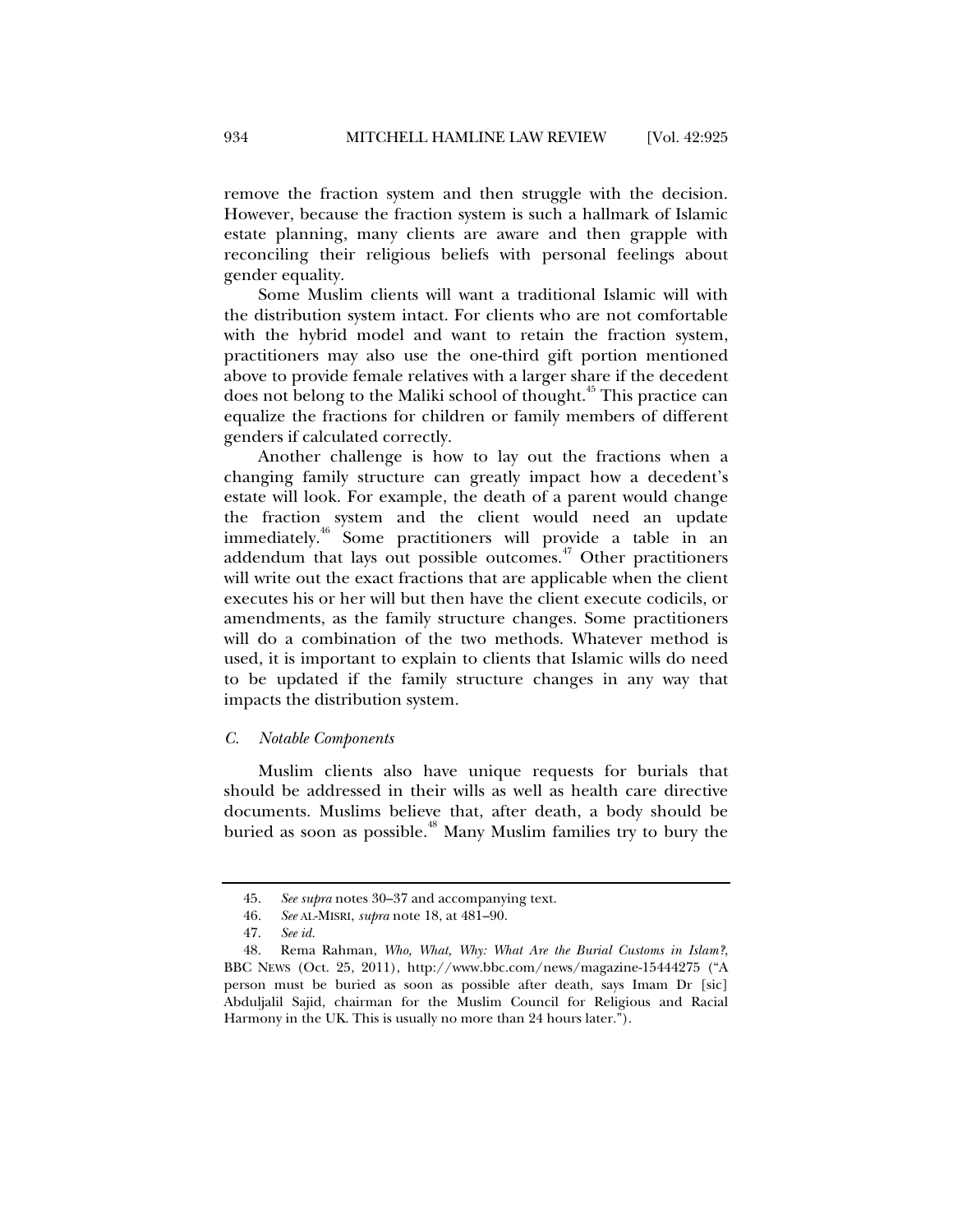remove the fraction system and then struggle with the decision. However, because the fraction system is such a hallmark of Islamic estate planning, many clients are aware and then grapple with reconciling their religious beliefs with personal feelings about gender equality.

Some Muslim clients will want a traditional Islamic will with the distribution system intact. For clients who are not comfortable with the hybrid model and want to retain the fraction system, practitioners may also use the one-third gift portion mentioned above to provide female relatives with a larger share if the decedent does not belong to the Maliki school of thought.[45] This practice can equalize the fractions for children or family members of different genders if calculated correctly.

Another challenge is how to lay out the fractions when a changing family structure can greatly impact how a decedent's estate will look. For example, the death of a parent would change the fraction system and the client would need an update immediately.[46] Some practitioners will provide a table in an addendum that lays out possible outcomes.[47] Other practitioners will write out the exact fractions that are applicable when the client executes his or her will but then have the client execute codicils, or amendments, as the family structure changes. Some practitioners will do a combination of the two methods. Whatever method is used, it is important to explain to clients that Islamic wills do need to be updated if the family structure changes in any way that impacts the distribution system.

### *C. Notable Components*

Muslim clients also have unique requests for burials that should be addressed in their wills as well as health care directive documents. Muslims believe that, after death, a body should be buried as soon as possible.[48] Many Muslim families try to bury the

---

45. *See supra* notes 30–37 and accompanying text.

46. *See* AL-MISRI, *supra* note 18, at 481–90.

47. *See id.*

48. Rema Rahman, *Who, What, Why: What Are the Burial Customs in Islam?*, BBC NEWS (Oct. 25, 2011), http://www.bbc.com/news/magazine-15444275 ("A person must be buried as soon as possible after death, says Imam Dr [sic] Abduljalil Sajid, chairman for the Muslim Council for Religious and Racial Harmony in the UK. This is usually no more than 24 hours later.").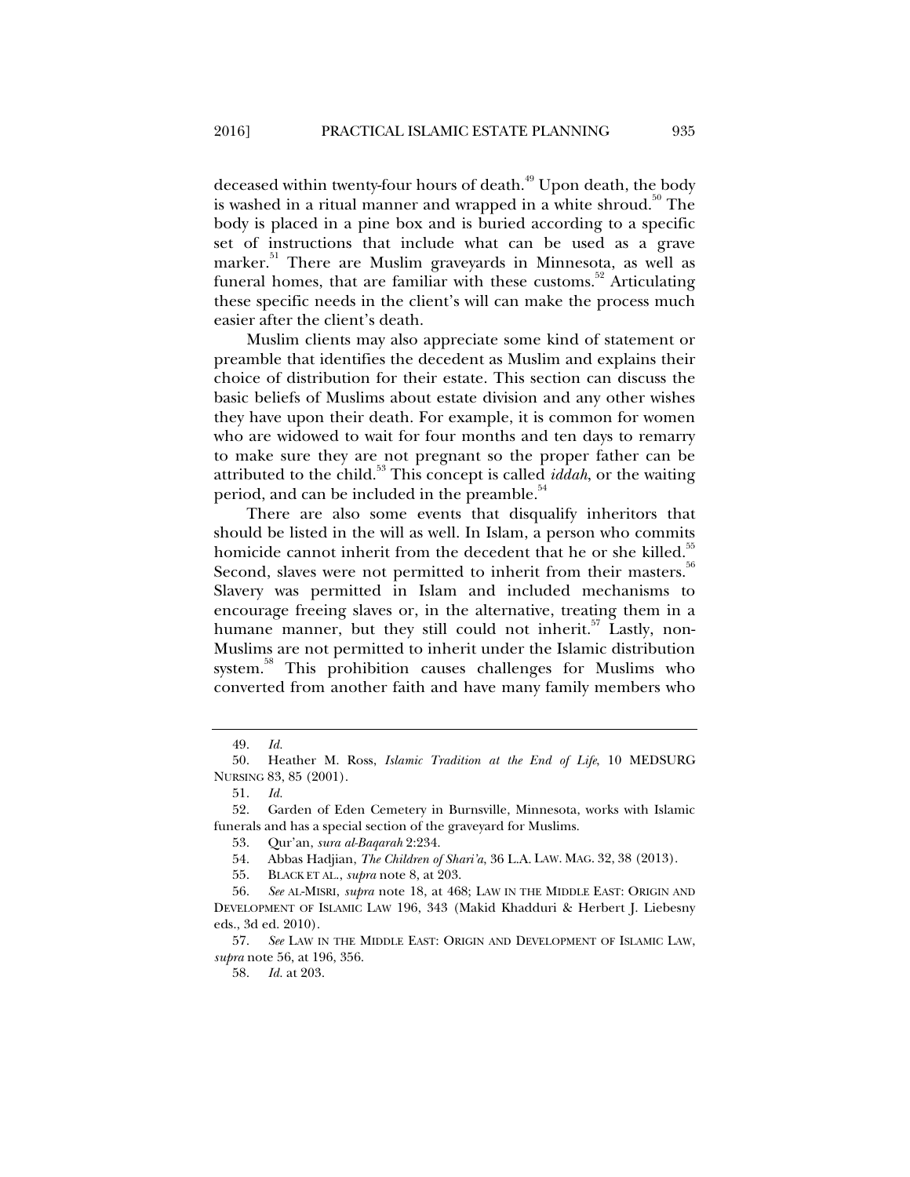deceased within twenty-four hours of death.[49] Upon death, the body is washed in a ritual manner and wrapped in a white shroud.[50] The body is placed in a pine box and is buried according to a specific set of instructions that include what can be used as a grave marker.[51] There are Muslim graveyards in Minnesota, as well as funeral homes, that are familiar with these customs.[52] Articulating these specific needs in the client's will can make the process much easier after the client's death.

Muslim clients may also appreciate some kind of statement or preamble that identifies the decedent as Muslim and explains their choice of distribution for their estate. This section can discuss the basic beliefs of Muslims about estate division and any other wishes they have upon their death. For example, it is common for women who are widowed to wait for four months and ten days to remarry to make sure they are not pregnant so the proper father can be attributed to the child.[53] This concept is called *iddah*, or the waiting period, and can be included in the preamble.[54]

There are also some events that disqualify inheritors that should be listed in the will as well. In Islam, a person who commits homicide cannot inherit from the decedent that he or she killed.[55] Second, slaves were not permitted to inherit from their masters.[56] Slavery was permitted in Islam and included mechanisms to encourage freeing slaves or, in the alternative, treating them in a humane manner, but they still could not inherit.[57] Lastly, non-Muslims are not permitted to inherit under the Islamic distribution system.[58] This prohibition causes challenges for Muslims who converted from another faith and have many family members who

---

49. *Id.*

50. Heather M. Ross, *Islamic Tradition at the End of Life*, 10 MEDSURG NURSING 83, 85 (2001).

51. *Id.*

52. Garden of Eden Cemetery in Burnsville, Minnesota, works with Islamic funerals and has a special section of the graveyard for Muslims.

53. Qur'an, *sura al-Baqarah* 2:234.

54. Abbas Hadjian, *The Children of Shari'a*, 36 L.A. LAW. MAG. 32, 38 (2013).

55. BLACK ET AL., *supra* note 8, at 203.

56. *See* AL-MISRI, *supra* note 18, at 468; LAW IN THE MIDDLE EAST: ORIGIN AND DEVELOPMENT OF ISLAMIC LAW 196, 343 (Makid Khadduri & Herbert J. Liebesny eds., 3d ed. 2010).

57. *See* LAW IN THE MIDDLE EAST: ORIGIN AND DEVELOPMENT OF ISLAMIC LAW, *supra* note 56, at 196, 356.

58. *Id.* at 203.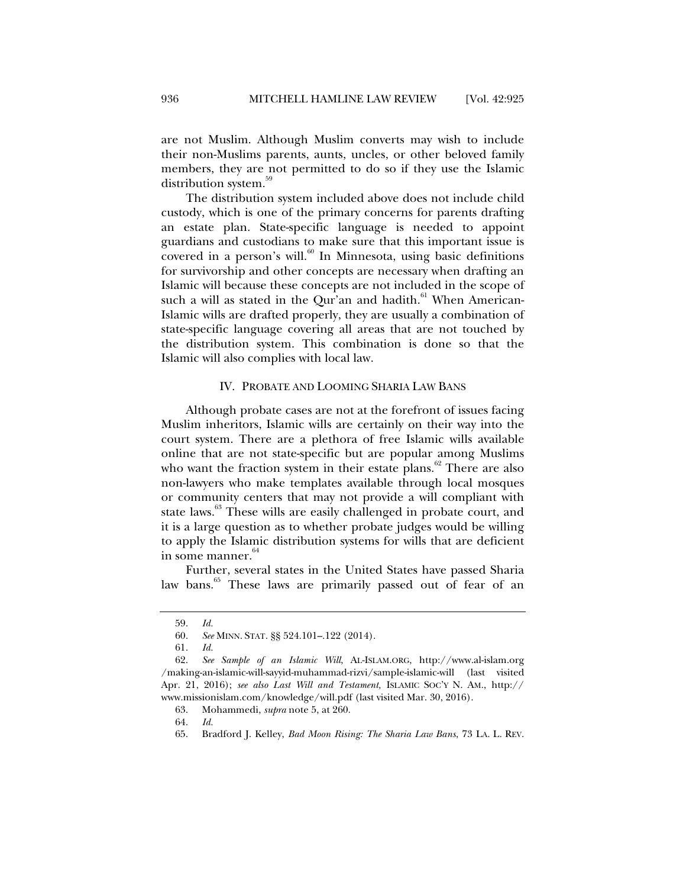are not Muslim. Although Muslim converts may wish to include their non-Muslims parents, aunts, uncles, or other beloved family members, they are not permitted to do so if they use the Islamic distribution system.[59]

The distribution system included above does not include child custody, which is one of the primary concerns for parents drafting an estate plan. State-specific language is needed to appoint guardians and custodians to make sure that this important issue is covered in a person's will.[60] In Minnesota, using basic definitions for survivorship and other concepts are necessary when drafting an Islamic will because these concepts are not included in the scope of such a will as stated in the Qur'an and hadith.[61] When American-Islamic wills are drafted properly, they are usually a combination of state-specific language covering all areas that are not touched by the distribution system. This combination is done so that the Islamic will also complies with local law.

## IV. PROBATE AND LOOMING SHARIA LAW BANS

Although probate cases are not at the forefront of issues facing Muslim inheritors, Islamic wills are certainly on their way into the court system. There are a plethora of free Islamic wills available online that are not state-specific but are popular among Muslims who want the fraction system in their estate plans.[62] There are also non-lawyers who make templates available through local mosques or community centers that may not provide a will compliant with state laws.[63] These wills are easily challenged in probate court, and it is a large question as to whether probate judges would be willing to apply the Islamic distribution systems for wills that are deficient in some manner.[64]

Further, several states in the United States have passed Sharia law bans.[65] These laws are primarily passed out of fear of an

---

59. *Id.*

60. *See* MINN. STAT. §§ 524.101–.122 (2014).

61. *Id.*

62. *See Sample of an Islamic Will*, AL-ISLAM.ORG, http://www.al-islam.org/making-an-islamic-will-sayyid-muhammad-rizvi/sample-islamic-will (last visited Apr. 21, 2016); *see also Last Will and Testament,* ISLAMIC SOC'Y N. AM., http://www.missionislam.com/knowledge/will.pdf (last visited Mar. 30, 2016).

63. Mohammedi, *supra* note 5, at 260.

64. *Id.*

65. Bradford J. Kelley, *Bad Moon Rising: The Sharia Law Bans*, 73 LA. L. REV.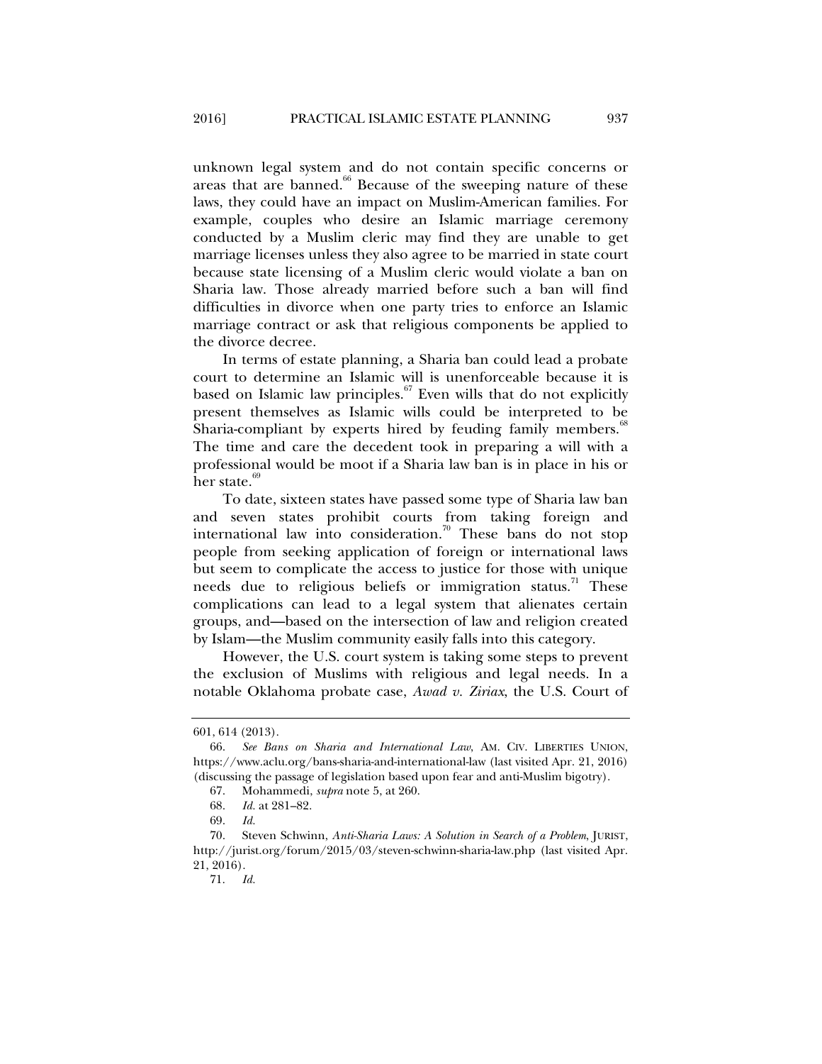unknown legal system and do not contain specific concerns or areas that are banned.[66] Because of the sweeping nature of these laws, they could have an impact on Muslim-American families. For example, couples who desire an Islamic marriage ceremony conducted by a Muslim cleric may find they are unable to get marriage licenses unless they also agree to be married in state court because state licensing of a Muslim cleric would violate a ban on Sharia law. Those already married before such a ban will find difficulties in divorce when one party tries to enforce an Islamic marriage contract or ask that religious components be applied to the divorce decree.

In terms of estate planning, a Sharia ban could lead a probate court to determine an Islamic will is unenforceable because it is based on Islamic law principles.[67] Even wills that do not explicitly present themselves as Islamic wills could be interpreted to be Sharia-compliant by experts hired by feuding family members.[68] The time and care the decedent took in preparing a will with a professional would be moot if a Sharia law ban is in place in his or her state.[69]

To date, sixteen states have passed some type of Sharia law ban and seven states prohibit courts from taking foreign and international law into consideration.[70] These bans do not stop people from seeking application of foreign or international laws but seem to complicate the access to justice for those with unique needs due to religious beliefs or immigration status.[71] These complications can lead to a legal system that alienates certain groups, and—based on the intersection of law and religion created by Islam—the Muslim community easily falls into this category.

However, the U.S. court system is taking some steps to prevent the exclusion of Muslims with religious and legal needs. In a notable Oklahoma probate case, *Awad v. Ziriax*, the U.S. Court of

---

601, 614 (2013).

66. *See Bans on Sharia and International Law*, AM. CIV. LIBERTIES UNION, https://www.aclu.org/bans-sharia-and-international-law (last visited Apr. 21, 2016) (discussing the passage of legislation based upon fear and anti-Muslim bigotry).

67. Mohammedi, *supra* note 5, at 260.

68. *Id.* at 281–82.

69. *Id.*

70. Steven Schwinn, *Anti-Sharia Laws: A Solution in Search of a Problem*, JURIST, http://jurist.org/forum/2015/03/steven-schwinn-sharia-law.php (last visited Apr. 21, 2016).

71. *Id.*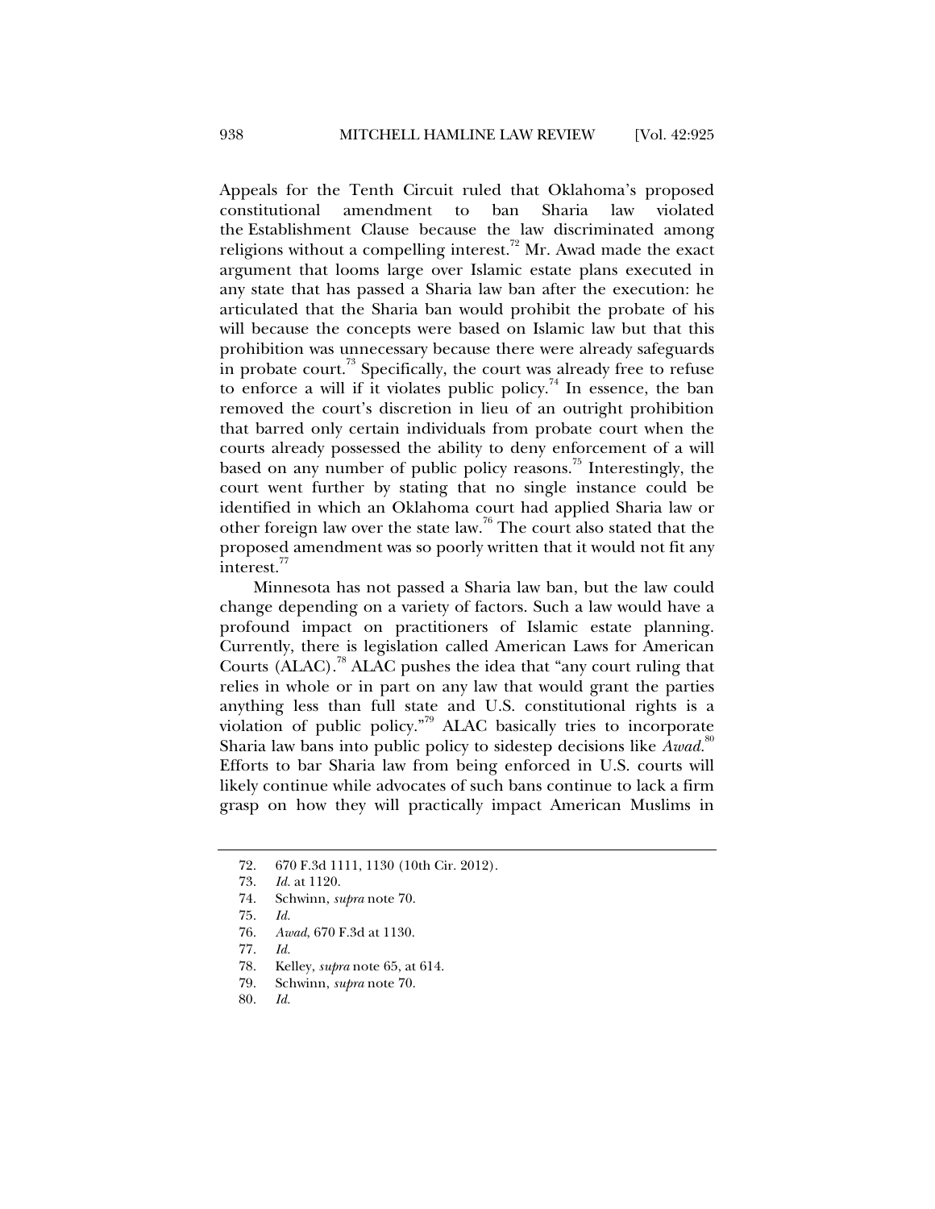Appeals for the Tenth Circuit ruled that Oklahoma's proposed constitutional amendment to ban Sharia law violated the Establishment Clause because the law discriminated among religions without a compelling interest.[72] Mr. Awad made the exact argument that looms large over Islamic estate plans executed in any state that has passed a Sharia law ban after the execution: he articulated that the Sharia ban would prohibit the probate of his will because the concepts were based on Islamic law but that this prohibition was unnecessary because there were already safeguards in probate court.[73] Specifically, the court was already free to refuse to enforce a will if it violates public policy.[74] In essence, the ban removed the court's discretion in lieu of an outright prohibition that barred only certain individuals from probate court when the courts already possessed the ability to deny enforcement of a will based on any number of public policy reasons.[75] Interestingly, the court went further by stating that no single instance could be identified in which an Oklahoma court had applied Sharia law or other foreign law over the state law.[76] The court also stated that the proposed amendment was so poorly written that it would not fit any interest.[77]

Minnesota has not passed a Sharia law ban, but the law could change depending on a variety of factors. Such a law would have a profound impact on practitioners of Islamic estate planning. Currently, there is legislation called American Laws for American Courts (ALAC).[78] ALAC pushes the idea that "any court ruling that relies in whole or in part on any law that would grant the parties anything less than full state and U.S. constitutional rights is a violation of public policy."[79] ALAC basically tries to incorporate Sharia law bans into public policy to sidestep decisions like *Awad*.[80] Efforts to bar Sharia law from being enforced in U.S. courts will likely continue while advocates of such bans continue to lack a firm grasp on how they will practically impact American Muslims in

---

72. 670 F.3d 1111, 1130 (10th Cir. 2012).
73. *Id.* at 1120.
74. Schwinn, *supra* note 70.
75. *Id.*
76. *Awad*, 670 F.3d at 1130.
77. *Id.*
78. Kelley, *supra* note 65, at 614.
79. Schwinn, *supra* note 70.
80. *Id.*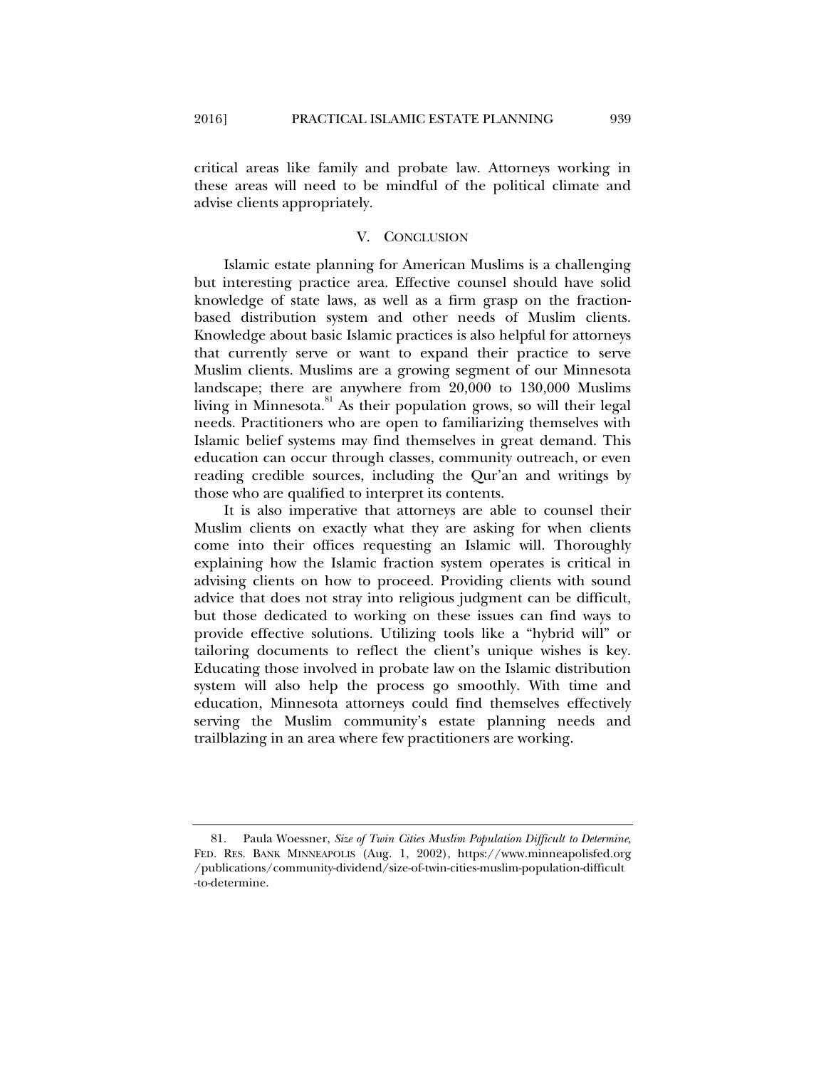critical areas like family and probate law. Attorneys working in these areas will need to be mindful of the political climate and advise clients appropriately.

## V. CONCLUSION

Islamic estate planning for American Muslims is a challenging but interesting practice area. Effective counsel should have solid knowledge of state laws, as well as a firm grasp on the fraction-based distribution system and other needs of Muslim clients. Knowledge about basic Islamic practices is also helpful for attorneys that currently serve or want to expand their practice to serve Muslim clients. Muslims are a growing segment of our Minnesota landscape; there are anywhere from 20,000 to 130,000 Muslims living in Minnesota.[81] As their population grows, so will their legal needs. Practitioners who are open to familiarizing themselves with Islamic belief systems may find themselves in great demand. This education can occur through classes, community outreach, or even reading credible sources, including the Qur'an and writings by those who are qualified to interpret its contents.

It is also imperative that attorneys are able to counsel their Muslim clients on exactly what they are asking for when clients come into their offices requesting an Islamic will. Thoroughly explaining how the Islamic fraction system operates is critical in advising clients on how to proceed. Providing clients with sound advice that does not stray into religious judgment can be difficult, but those dedicated to working on these issues can find ways to provide effective solutions. Utilizing tools like a "hybrid will" or tailoring documents to reflect the client's unique wishes is key. Educating those involved in probate law on the Islamic distribution system will also help the process go smoothly. With time and education, Minnesota attorneys could find themselves effectively serving the Muslim community's estate planning needs and trailblazing in an area where few practitioners are working.

---

81. Paula Woessner, *Size of Twin Cities Muslim Population Difficult to Determine*, FED. RES. BANK MINNEAPOLIS (Aug. 1, 2002), https://www.minneapolisfed.org/publications/community-dividend/size-of-twin-cities-muslim-population-difficult-to-determine.